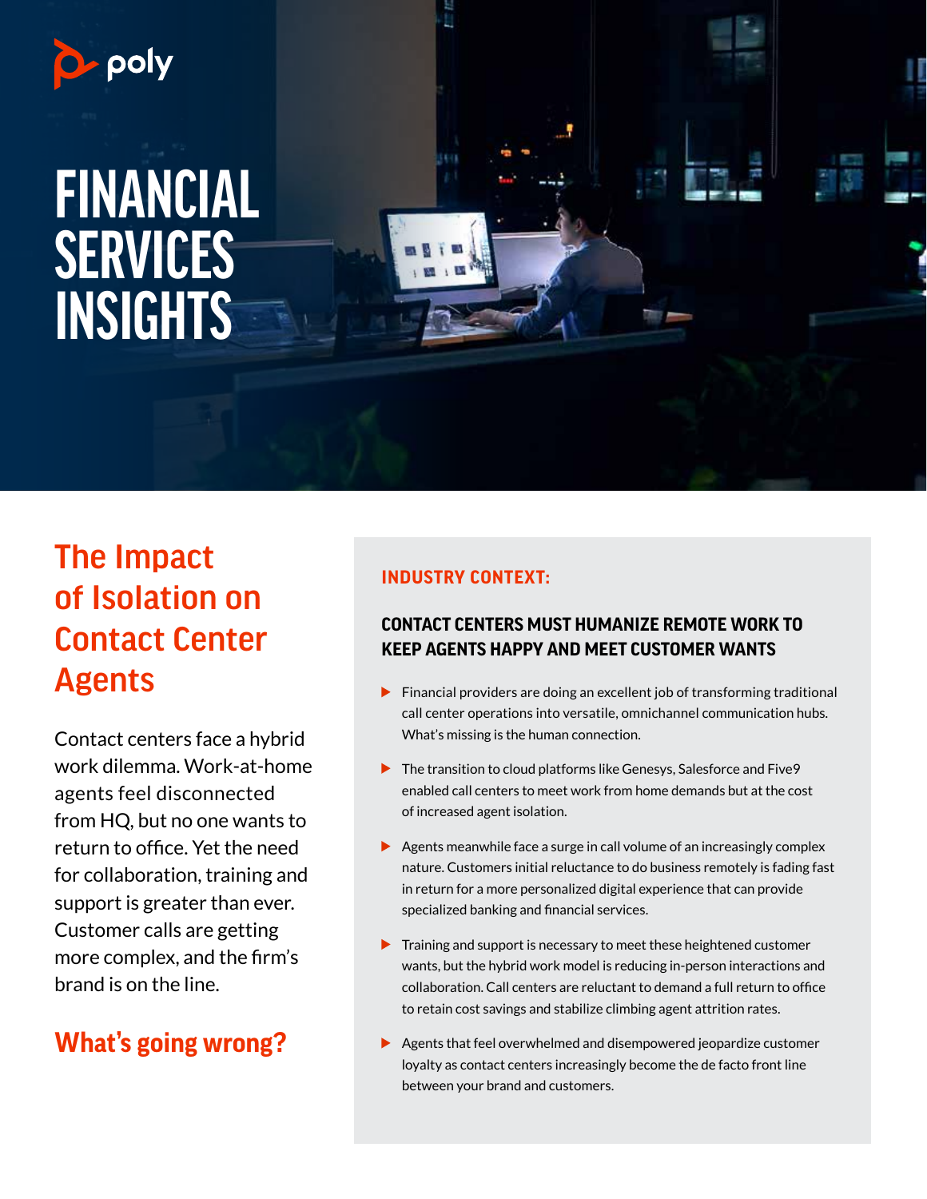poly

# FINANCIAL SERVICES INSIGHTS

## The Impact of Isolation on Contact Center Agents

Contact centers face a hybrid work dilemma. Work-at-home agents feel disconnected from HQ, but no one wants to return to office. Yet the need for collaboration, training and support is greater than ever. Customer calls are getting more complex, and the firm's brand is on the line.

## What's going wrong?

### INDUSTRY CONTEXT:

### CONTACT CENTERS MUST HUMANIZE REMOTE WORK TO KEEP AGENTS HAPPY AND MEET CUSTOMER WANTS

- Financial providers are doing an excellent job of transforming traditional call center operations into versatile, omnichannel communication hubs. What's missing is the human connection.
- The transition to cloud platforms like Genesys, Salesforce and Five9 enabled call centers to meet work from home demands but at the cost of increased agent isolation.
- Agents meanwhile face a surge in call volume of an increasingly complex nature. Customers initial reluctance to do business remotely is fading fast in return for a more personalized digital experience that can provide specialized banking and financial services.
- Training and support is necessary to meet these heightened customer wants, but the hybrid work model is reducing in-person interactions and collaboration. Call centers are reluctant to demand a full return to office to retain cost savings and stabilize climbing agent attrition rates.
- Agents that feel overwhelmed and disempowered jeopardize customer loyalty as contact centers increasingly become the de facto front line between your brand and customers.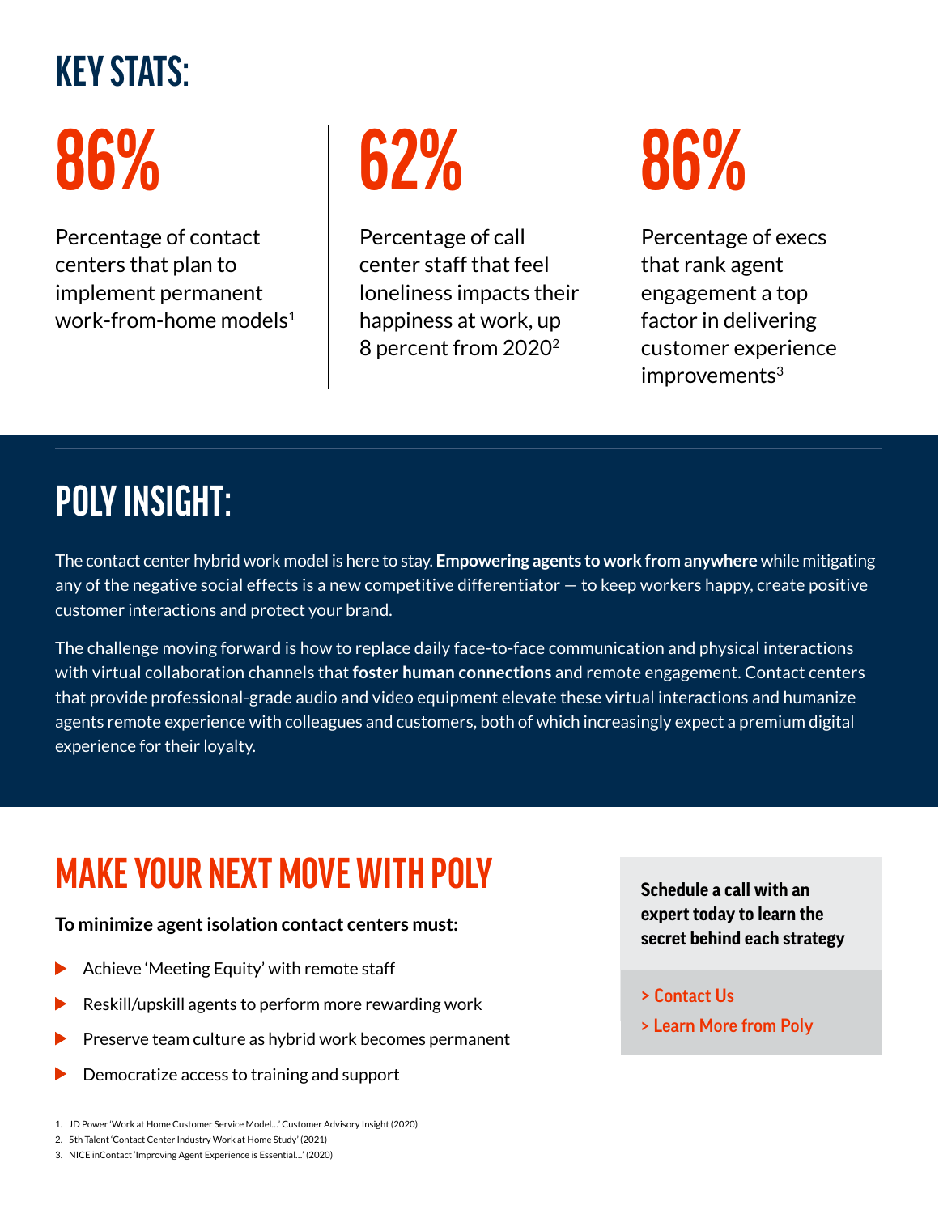# KEY STATS:

**86%**

Percentage of contact centers that plan to implement permanent work-from-home models[1]

**62%**

Percentage of call center staff that feel loneliness impacts their happiness at work, up 8 percent from 2020[2]

**86%**

Percentage of execs that rank agent engagement a top factor in delivering customer experience improvements[3]

# POLY INSIGHT:

The contact center hybrid work model is here to stay. **Empowering agents to work from anywhere** while mitigating any of the negative social effects is a new competitive differentiator — to keep workers happy, create positive customer interactions and protect your brand.

The challenge moving forward is how to replace daily face-to-face communication and physical interactions with virtual collaboration channels that **foster human connections** and remote engagement. Contact centers that provide professional-grade audio and video equipment elevate these virtual interactions and humanize agents remote experience with colleagues and customers, both of which increasingly expect a premium digital experience for their loyalty.

# MAKE YOUR NEXT MOVE WITH POLY

**To minimize agent isolation contact centers must:**

- Achieve 'Meeting Equity' with remote staff
- Reskill/upskill agents to perform more rewarding work
- Preserve team culture as hybrid work becomes permanent
- Democratize access to training and support

**Schedule a call with an expert today to learn the secret behind each strategy**

> Contact Us

> Learn More from Poly

1. JD Power 'Work at Home Customer Service Model...' Customer Advisory Insight (2020)
2. 5th Talent 'Contact Center Industry Work at Home Study' (2021)
3. NICE inContact 'Improving Agent Experience is Essential...' (2020)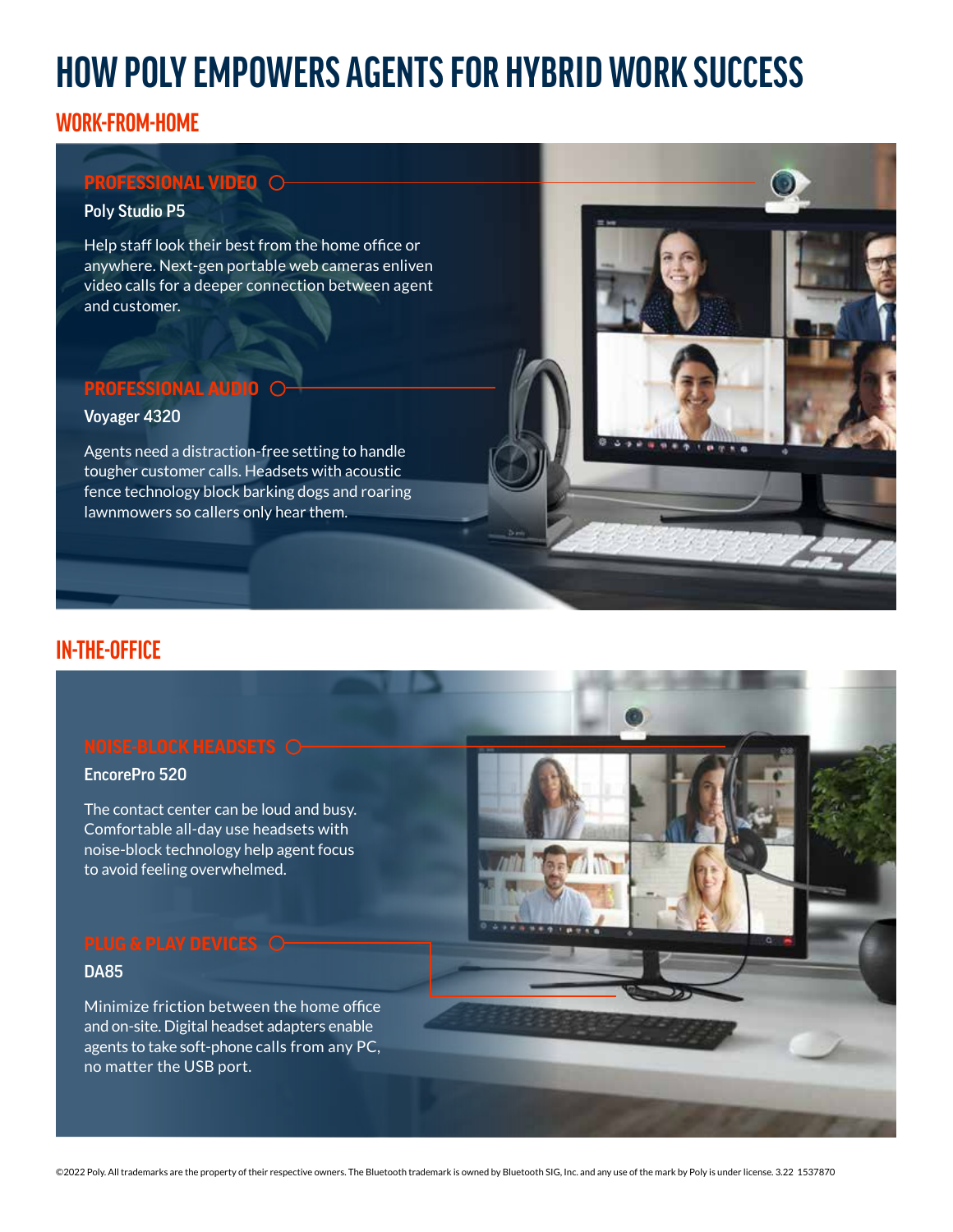# HOW POLY EMPOWERS AGENTS FOR HYBRID WORK SUCCESS

## WORK-FROM-HOME

### PROFESSIONAL VIDEO

**Poly Studio P5**

Help staff look their best from the home office or anywhere. Next-gen portable web cameras enliven video calls for a deeper connection between agent and customer.

### PROFESSIONAL AUDIO

**Voyager 4320**

Agents need a distraction-free setting to handle tougher customer calls. Headsets with acoustic fence technology block barking dogs and roaring lawnmowers so callers only hear them.

## IN-THE-OFFICE

### NOISE-BLOCK HEADSETS

**EncorePro 520**

The contact center can be loud and busy. Comfortable all-day use headsets with noise-block technology help agent focus to avoid feeling overwhelmed.

### PLUG & PLAY DEVICES

**DA85**

Minimize friction between the home office and on-site. Digital headset adapters enable agents to take soft-phone calls from any PC, no matter the USB port.

©2022 Poly. All trademarks are the property of their respective owners. The Bluetooth trademark is owned by Bluetooth SIG, Inc. and any use of the mark by Poly is under license. 3.22 1537870